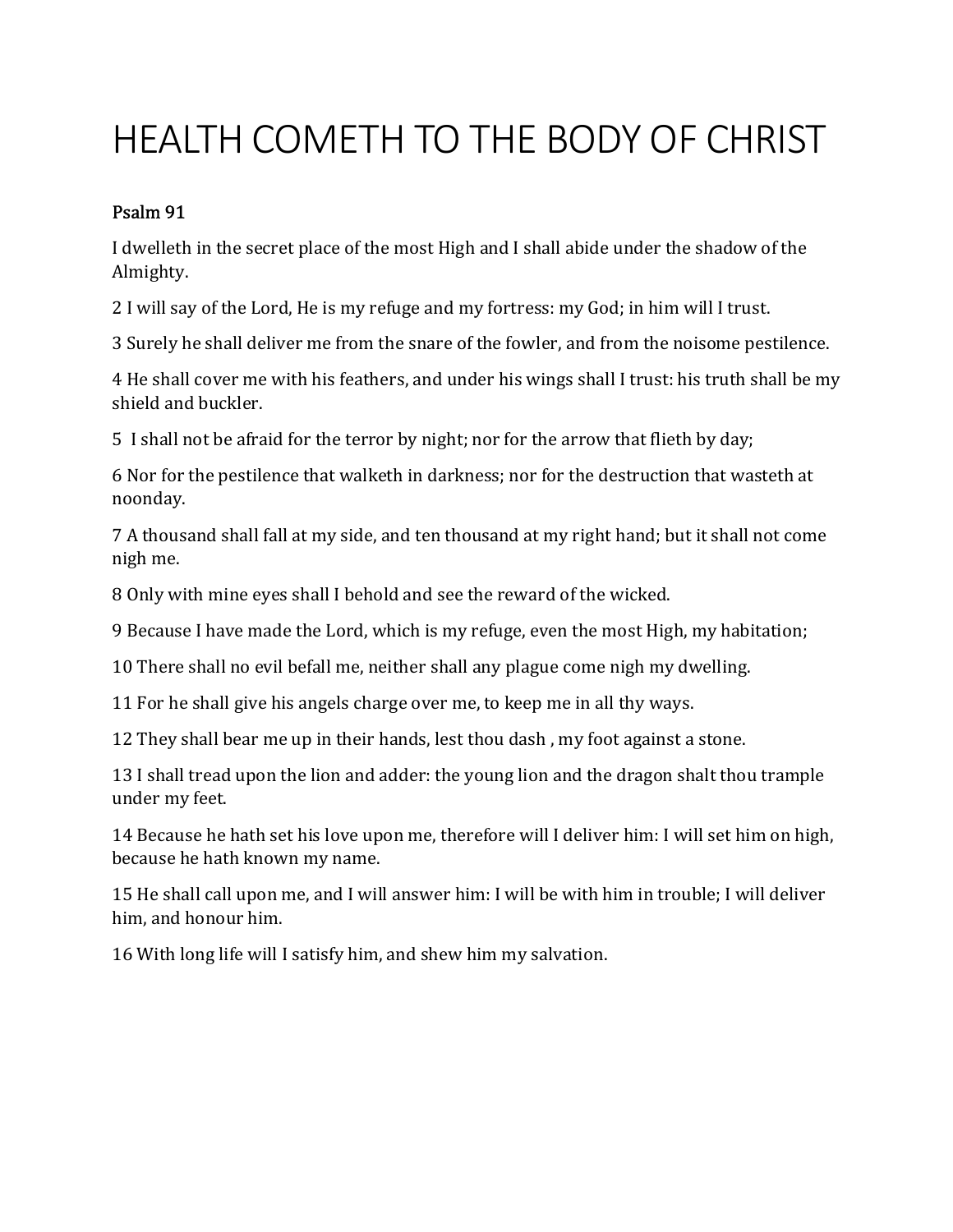# HEALTH COMETH TO THE BODY OF CHRIST

**Psalm 91**

I dwelleth in the secret place of the most High and I shall abide under the shadow of the Almighty.

2 I will say of the Lord, He is my refuge and my fortress: my God; in him will I trust.

3 Surely he shall deliver me from the snare of the fowler, and from the noisome pestilence.

4 He shall cover me with his feathers, and under his wings shall I trust: his truth shall be my shield and buckler.

5 I shall not be afraid for the terror by night; nor for the arrow that flieth by day;

6 Nor for the pestilence that walketh in darkness; nor for the destruction that wasteth at noonday.

7 A thousand shall fall at my side, and ten thousand at my right hand; but it shall not come nigh me.

8 Only with mine eyes shall I behold and see the reward of the wicked.

9 Because I have made the Lord, which is my refuge, even the most High, my habitation;

10 There shall no evil befall me, neither shall any plague come nigh my dwelling.

11 For he shall give his angels charge over me, to keep me in all thy ways.

12 They shall bear me up in their hands, lest thou dash , my foot against a stone.

13 I shall tread upon the lion and adder: the young lion and the dragon shalt thou trample under my feet.

14 Because he hath set his love upon me, therefore will I deliver him: I will set him on high, because he hath known my name.

15 He shall call upon me, and I will answer him: I will be with him in trouble; I will deliver him, and honour him.

16 With long life will I satisfy him, and shew him my salvation.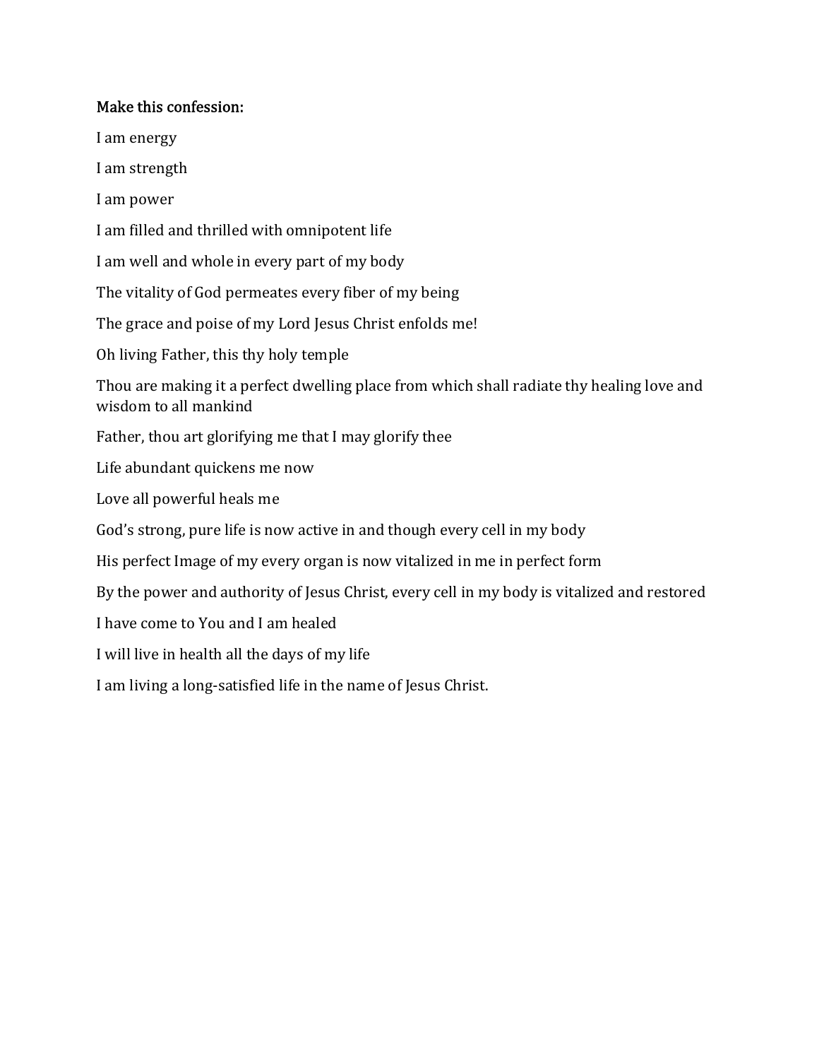**Make this confession:**

I am energy

I am strength

I am power

I am filled and thrilled with omnipotent life

I am well and whole in every part of my body

The vitality of God permeates every fiber of my being

The grace and poise of my Lord Jesus Christ enfolds me!

Oh living Father, this thy holy temple

Thou are making it a perfect dwelling place from which shall radiate thy healing love and wisdom to all mankind

Father, thou art glorifying me that I may glorify thee

Life abundant quickens me now

Love all powerful heals me

God's strong, pure life is now active in and though every cell in my body

His perfect Image of my every organ is now vitalized in me in perfect form

By the power and authority of Jesus Christ, every cell in my body is vitalized and restored

I have come to You and I am healed

I will live in health all the days of my life

I am living a long-satisfied life in the name of Jesus Christ.